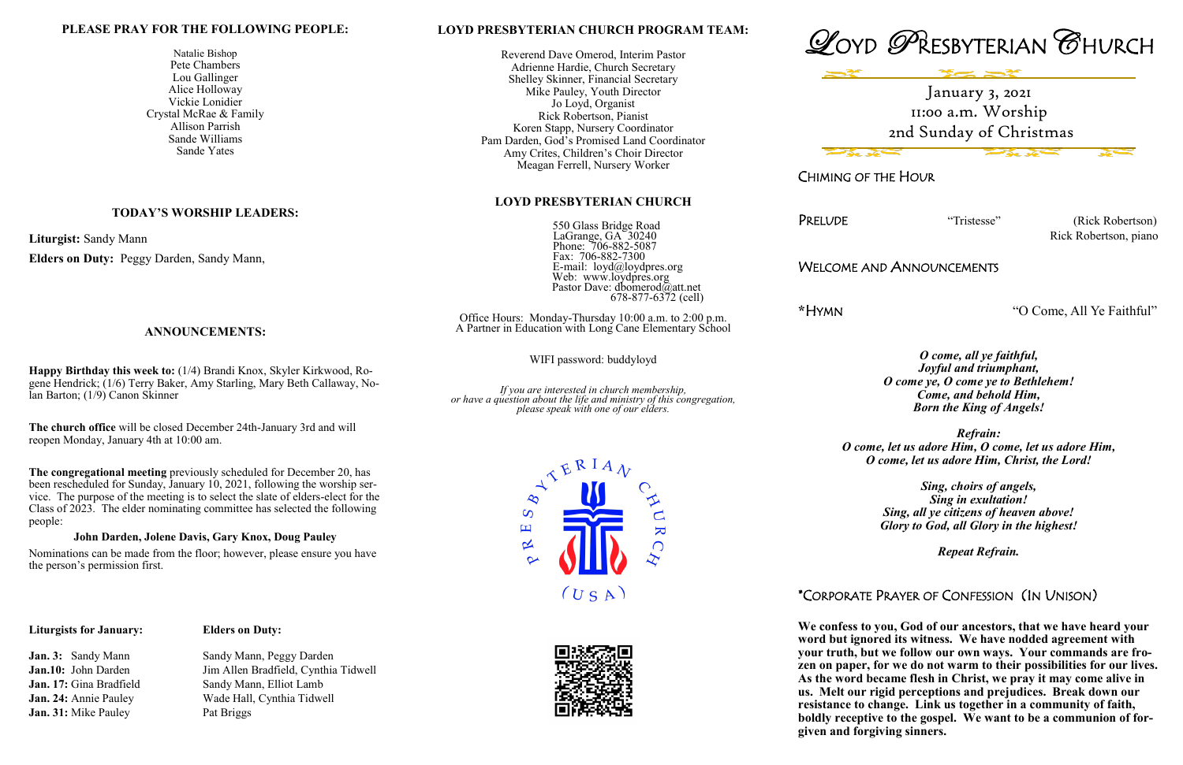**PLEASE PRAY FOR THE FOLLOWING PEOPLE:**

Natalie Bishop
Pete Chambers
Lou Gallinger
Alice Holloway
Vickie Lonidier
Crystal McRae & Family
Allison Parrish
Sande Williams
Sande Yates

**TODAY'S WORSHIP LEADERS:**

**Liturgist:** Sandy Mann

**Elders on Duty:** Peggy Darden, Sandy Mann,

**ANNOUNCEMENTS:**

**Happy Birthday this week to:** (1/4) Brandi Knox, Skyler Kirkwood, Rogene Hendrick; (1/6) Terry Baker, Amy Starling, Mary Beth Callaway, Nolan Barton; (1/9) Canon Skinner

**The church office** will be closed December 24th-January 3rd and will reopen Monday, January 4th at 10:00 am.

**The congregational meeting** previously scheduled for December 20, has been rescheduled for Sunday, January 10, 2021, following the worship service. The purpose of the meeting is to select the slate of elders-elect for the Class of 2023. The elder nominating committee has selected the following people:

**John Darden, Jolene Davis, Gary Knox, Doug Pauley**

Nominations can be made from the floor; however, please ensure you have the person's permission first.

| **Liturgists for January:** | **Elders on Duty:** |
|---|---|
| **Jan. 3:** Sandy Mann | Sandy Mann, Peggy Darden |
| **Jan.10:** John Darden | Jim Allen Bradfield, Cynthia Tidwell |
| **Jan. 17:** Gina Bradfield | Sandy Mann, Elliot Lamb |
| **Jan. 24:** Annie Pauley | Wade Hall, Cynthia Tidwell |
| **Jan. 31:** Mike Pauley | Pat Briggs |

**LOYD PRESBYTERIAN CHURCH PROGRAM TEAM:**

Reverend Dave Omerod, Interim Pastor
Adrienne Hardie, Church Secretary
Shelley Skinner, Financial Secretary
Mike Pauley, Youth Director
Jo Loyd, Organist
Rick Robertson, Pianist
Koren Stapp, Nursery Coordinator
Pam Darden, God's Promised Land Coordinator
Amy Crites, Children's Choir Director
Meagan Ferrell, Nursery Worker

**LOYD PRESBYTERIAN CHURCH**

550 Glass Bridge Road
LaGrange, GA 30240
Phone: 706-882-5087
Fax: 706-882-7300
E-mail: loyd@loydpres.org
Web: www.loydpres.org
Pastor Dave: dbomerod@att.net
678-877-6372 (cell)

Office Hours: Monday-Thursday 10:00 a.m. to 2:00 p.m.
A Partner in Education with Long Cane Elementary School

WIFI password: buddyloyd

*If you are interested in church membership, or have a question about the life and ministry of this congregation, please speak with one of our elders.*

PRESBYTERIAN CHURCH (USA)

# Loyd Presbyterian Church

January 3, 2021
11:00 a.m. Worship
2nd Sunday of Christmas

## Chiming of the Hour

**Prelude** "Tristesse" (Rick Robertson)
Rick Robertson, piano

## Welcome and Announcements

**\*Hymn** "O Come, All Ye Faithful"

***O come, all ye faithful,***
***Joyful and triumphant,***
***O come ye, O come ye to Bethlehem!***
***Come, and behold Him,***
***Born the King of Angels!***

***Refrain:***
***O come, let us adore Him, O come, let us adore Him,***
***O come, let us adore Him, Christ, the Lord!***

***Sing, choirs of angels,***
***Sing in exultation!***
***Sing, all ye citizens of heaven above!***
***Glory to God, all Glory in the highest!***

***Repeat Refrain.***

## *Corporate Prayer of Confession (In Unison)

**We confess to you, God of our ancestors, that we have heard your word but ignored its witness. We have nodded agreement with your truth, but we follow our own ways. Your commands are frozen on paper, for we do not warm to their possibilities for our lives. As the word became flesh in Christ, we pray it may come alive in us. Melt our rigid perceptions and prejudices. Break down our resistance to change. Link us together in a community of faith, boldly receptive to the gospel. We want to be a communion of forgiven and forgiving sinners.**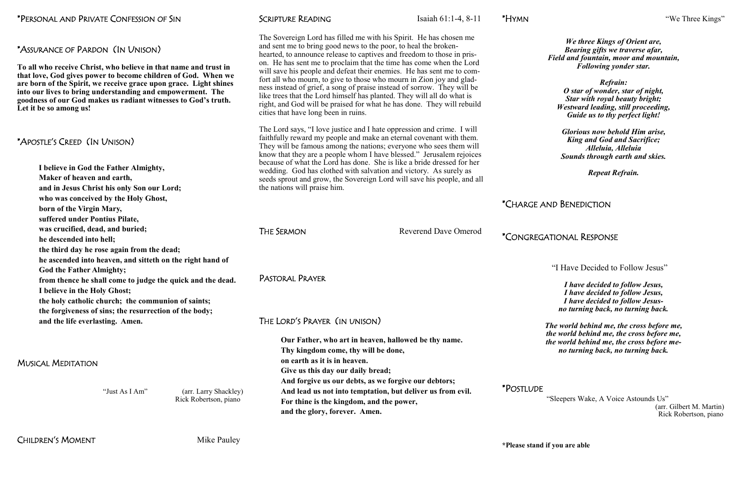## *Personal and Private Confession of Sin

## *Assurance of Pardon (In Unison)

**To all who receive Christ, who believe in that name and trust in that love, God gives power to become children of God. When we are born of the Spirit, we receive grace upon grace. Light shines into our lives to bring understanding and empowerment. The goodness of our God makes us radiant witnesses to God's truth. Let it be so among us!**

## *Apostle's Creed (In Unison)

**I believe in God the Father Almighty,**
**Maker of heaven and earth,**
**and in Jesus Christ his only Son our Lord;**
**who was conceived by the Holy Ghost,**
**born of the Virgin Mary,**
**suffered under Pontius Pilate,**
**was crucified, dead, and buried;**
**he descended into hell;**
**the third day he rose again from the dead;**
**he ascended into heaven, and sitteth on the right hand of God the Father Almighty;**
**from thence he shall come to judge the quick and the dead.**
**I believe in the Holy Ghost;**
**the holy catholic church; the communion of saints;**
**the forgiveness of sins; the resurrection of the body;**
**and the life everlasting. Amen.**

## Musical Meditation

"Just As I Am" (arr. Larry Shackley)
Rick Robertson, piano

## Children's Moment

Mike Pauley

## Scripture Reading

Isaiah 61:1-4, 8-11

The Sovereign Lord has filled me with his Spirit. He has chosen me and sent me to bring good news to the poor, to heal the broken-hearted, to announce release to captives and freedom to those in prison. He has sent me to proclaim that the time has come when the Lord will save his people and defeat their enemies. He has sent me to comfort all who mourn, to give to those who mourn in Zion joy and gladness instead of grief, a song of praise instead of sorrow. They will be like trees that the Lord himself has planted. They will all do what is right, and God will be praised for what he has done. They will rebuild cities that have long been in ruins.

The Lord says, "I love justice and I hate oppression and crime. I will faithfully reward my people and make an eternal covenant with them. They will be famous among the nations; everyone who sees them will know that they are a people whom I have blessed." Jerusalem rejoices because of what the Lord has done. She is like a bride dressed for her wedding. God has clothed with salvation and victory. As surely as seeds sprout and grow, the Sovereign Lord will save his people, and all the nations will praise him.

## The Sermon

Reverend Dave Omerod

## Pastoral Prayer

## The Lord's Prayer (in unison)

**Our Father, who art in heaven, hallowed be thy name.**
**Thy kingdom come, thy will be done,**
**on earth as it is in heaven.**
**Give us this day our daily bread;**
**And forgive us our debts, as we forgive our debtors;**
**And lead us not into temptation, but deliver us from evil.**
**For thine is the kingdom, and the power,**
**and the glory, forever. Amen.**

## *Hymn

"We Three Kings"

***We three Kings of Orient are,***
***Bearing gifts we traverse afar,***
***Field and fountain, moor and mountain,***
***Following yonder star.***

***Refrain:***
***O star of wonder, star of night,***
***Star with royal beauty bright;***
***Westward leading, still proceeding,***
***Guide us to thy perfect light!***

***Glorious now behold Him arise,***
***King and God and Sacrifice;***
***Alleluia, Alleluia***
***Sounds through earth and skies.***

***Repeat Refrain.***

## *Charge and Benediction

## *Congregational Response

"I Have Decided to Follow Jesus"

***I have decided to follow Jesus,***
***I have decided to follow Jesus,***
***I have decided to follow Jesus-***
***no turning back, no turning back.***

***The world behind me, the cross before me,***
***the world behind me, the cross before me,***
***the world behind me, the cross before me-***
***no turning back, no turning back.***

## *Postlude

"Sleepers Wake, A Voice Astounds Us"
(arr. Gilbert M. Martin)
Rick Robertson, piano

**\*Please stand if you are able**